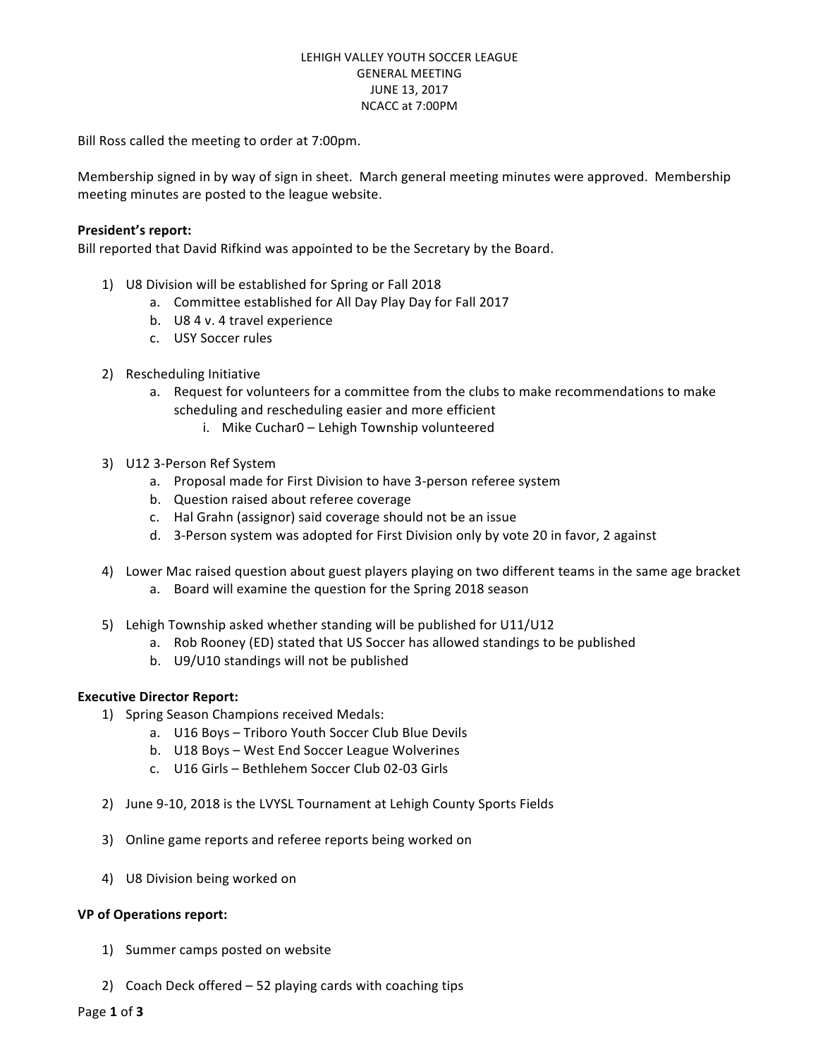LEHIGH VALLEY YOUTH SOCCER LEAGUE
GENERAL MEETING
JUNE 13, 2017
NCACC at 7:00PM

Bill Ross called the meeting to order at 7:00pm.

Membership signed in by way of sign in sheet. March general meeting minutes were approved. Membership meeting minutes are posted to the league website.

**President's report:**
Bill reported that David Rifkind was appointed to be the Secretary by the Board.

1) U8 Division will be established for Spring or Fall 2018
   a. Committee established for All Day Play Day for Fall 2017
   b. U8 4 v. 4 travel experience
   c. USY Soccer rules

2) Rescheduling Initiative
   a. Request for volunteers for a committee from the clubs to make recommendations to make scheduling and rescheduling easier and more efficient
      i. Mike Cuchar0 – Lehigh Township volunteered

3) U12 3-Person Ref System
   a. Proposal made for First Division to have 3-person referee system
   b. Question raised about referee coverage
   c. Hal Grahn (assignor) said coverage should not be an issue
   d. 3-Person system was adopted for First Division only by vote 20 in favor, 2 against

4) Lower Mac raised question about guest players playing on two different teams in the same age bracket
   a. Board will examine the question for the Spring 2018 season

5) Lehigh Township asked whether standing will be published for U11/U12
   a. Rob Rooney (ED) stated that US Soccer has allowed standings to be published
   b. U9/U10 standings will not be published

**Executive Director Report:**

1) Spring Season Champions received Medals:
   a. U16 Boys – Triboro Youth Soccer Club Blue Devils
   b. U18 Boys – West End Soccer League Wolverines
   c. U16 Girls – Bethlehem Soccer Club 02-03 Girls

2) June 9-10, 2018 is the LVYSL Tournament at Lehigh County Sports Fields

3) Online game reports and referee reports being worked on

4) U8 Division being worked on

**VP of Operations report:**

1) Summer camps posted on website

2) Coach Deck offered – 52 playing cards with coaching tips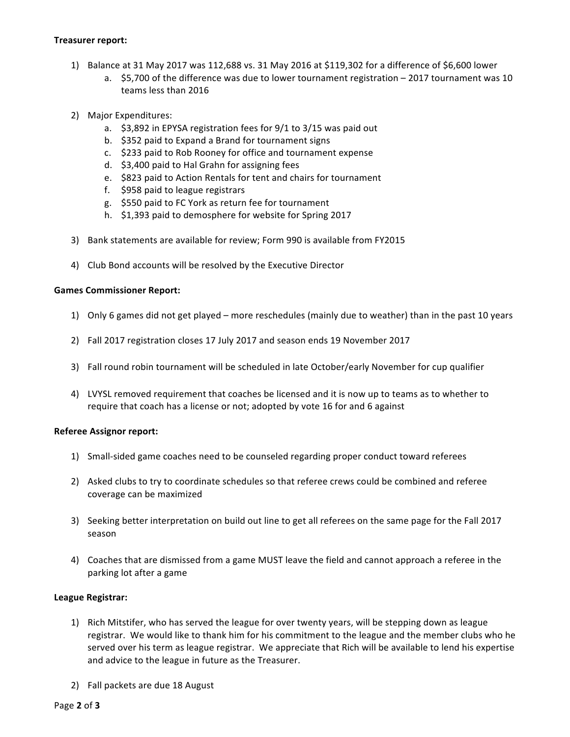**Treasurer report:**

1) Balance at 31 May 2017 was 112,688 vs. 31 May 2016 at $119,302 for a difference of $6,600 lower
    a. $5,700 of the difference was due to lower tournament registration – 2017 tournament was 10 teams less than 2016

2) Major Expenditures:
    a. $3,892 in EPYSA registration fees for 9/1 to 3/15 was paid out
    b. $352 paid to Expand a Brand for tournament signs
    c. $233 paid to Rob Rooney for office and tournament expense
    d. $3,400 paid to Hal Grahn for assigning fees
    e. $823 paid to Action Rentals for tent and chairs for tournament
    f. $958 paid to league registrars
    g. $550 paid to FC York as return fee for tournament
    h. $1,393 paid to demosphere for website for Spring 2017

3) Bank statements are available for review; Form 990 is available from FY2015

4) Club Bond accounts will be resolved by the Executive Director

**Games Commissioner Report:**

1) Only 6 games did not get played – more reschedules (mainly due to weather) than in the past 10 years

2) Fall 2017 registration closes 17 July 2017 and season ends 19 November 2017

3) Fall round robin tournament will be scheduled in late October/early November for cup qualifier

4) LVYSL removed requirement that coaches be licensed and it is now up to teams as to whether to require that coach has a license or not; adopted by vote 16 for and 6 against

**Referee Assignor report:**

1) Small-sided game coaches need to be counseled regarding proper conduct toward referees

2) Asked clubs to try to coordinate schedules so that referee crews could be combined and referee coverage can be maximized

3) Seeking better interpretation on build out line to get all referees on the same page for the Fall 2017 season

4) Coaches that are dismissed from a game MUST leave the field and cannot approach a referee in the parking lot after a game

**League Registrar:**

1) Rich Mitstifer, who has served the league for over twenty years, will be stepping down as league registrar. We would like to thank him for his commitment to the league and the member clubs who he served over his term as league registrar. We appreciate that Rich will be available to lend his expertise and advice to the league in future as the Treasurer.

2) Fall packets are due 18 August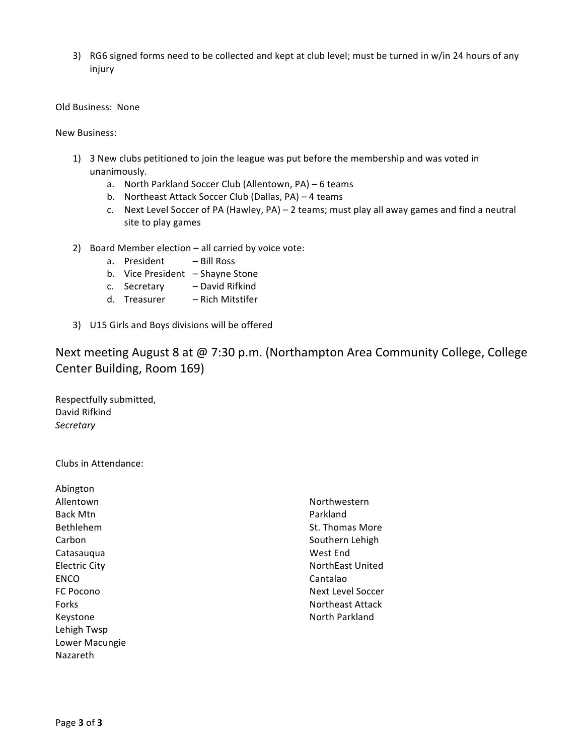3) RG6 signed forms need to be collected and kept at club level; must be turned in w/in 24 hours of any injury

Old Business: None

New Business:

1) 3 New clubs petitioned to join the league was put before the membership and was voted in unanimously.
    a. North Parkland Soccer Club (Allentown, PA) – 6 teams
    b. Northeast Attack Soccer Club (Dallas, PA) – 4 teams
    c. Next Level Soccer of PA (Hawley, PA) – 2 teams; must play all away games and find a neutral site to play games

2) Board Member election – all carried by voice vote:
    a. President – Bill Ross
    b. Vice President – Shayne Stone
    c. Secretary – David Rifkind
    d. Treasurer – Rich Mitstifer

3) U15 Girls and Boys divisions will be offered

## Next meeting August 8 at @ 7:30 p.m. (Northampton Area Community College, College Center Building, Room 169)

Respectfully submitted,
David Rifkind
*Secretary*

Clubs in Attendance:

Abington
Allentown
Back Mtn
Bethlehem
Carbon
Catasauqua
Electric City
ENCO
FC Pocono
Forks
Keystone
Lehigh Twsp
Lower Macungie
Nazareth
Northwestern
Parkland
St. Thomas More
Southern Lehigh
West End
NorthEast United
Cantalao
Next Level Soccer
Northeast Attack
North Parkland